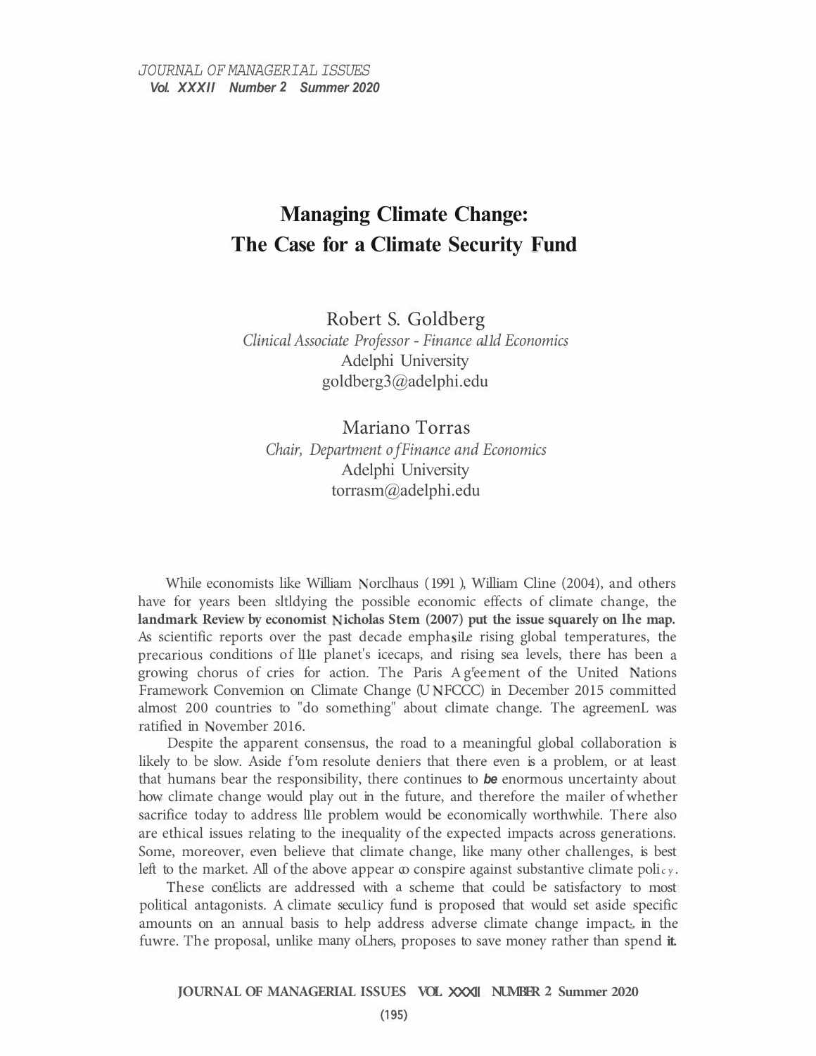# Managing Climate Change: The Case for a Climate Security Fund

Robert S. Goldberg
*Clinical Associate Professor - Finance and Economics*
Adelphi University
goldberg3@adelphi.edu

Mariano Torras
*Chair, Department of Finance and Economics*
Adelphi University
torrasm@adelphi.edu

While economists like William Nordhaus (1991), William Cline (2004), and others have for years been studying the possible economic effects of climate change, the **landmark Review by economist Nicholas Stern (2007) put the issue squarely on the map.** As scientific reports over the past decade emphasize rising global temperatures, the precarious conditions of the planet's icecaps, and rising sea levels, there has been a growing chorus of cries for action. The Paris Agreement of the United Nations Framework Convention on Climate Change (UNFCCC) in December 2015 committed almost 200 countries to "do something" about climate change. The agreement was ratified in November 2016.

Despite the apparent consensus, the road to a meaningful global collaboration is likely to be slow. Aside from resolute deniers that there even is a problem, or at least that humans bear the responsibility, there continues to ***be*** enormous uncertainty about how climate change would play out in the future, and therefore the matter of whether sacrifice today to address the problem would be economically worthwhile. There also are ethical issues relating to the inequality of the expected impacts across generations. Some, moreover, even believe that climate change, like many other challenges, is best left to the market. All of the above appear to conspire against substantive climate policy.

These conflicts are addressed with a scheme that could be satisfactory to most political antagonists. A climate security fund is proposed that would set aside specific amounts on an annual basis to help address adverse climate change impacts in the future. The proposal, unlike many others, proposes to save money rather than spend **it.**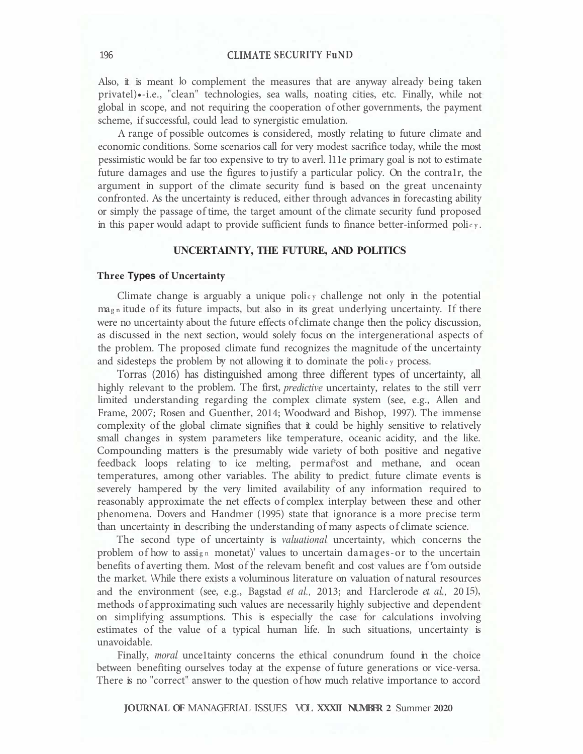Also, it is meant lo complement the measures that are anyway already being taken privatel)•-i.e., "clean" technologies, sea walls, noating cities, etc. Finally, while not global in scope, and not requiring the cooperation of other governments, the payment scheme, if successful, could lead to synergistic emulation.

A range of possible outcomes is considered, mostly relating to future climate and economic conditions. Some scenarios call for very modest sacrifice today, while the most pessimistic would be far too expensive to try to averl. l11e primary goal is not to estimate future damages and use the figures to justify a particular policy. On the contra1r, the argument in support of the climate security fund is based on the great uncenainty confronted. As the uncertainty is reduced, either through advances in forecasting ability or simply the passage of time, the target amount of the climate security fund proposed in this paper would adapt to provide sufficient funds to finance better-informed policy.

## UNCERTAINTY, THE FUTURE, AND POLITICS

### Three Types of Uncertainty

Climate change is arguably a unique policy challenge not only in the potential magnitude of its future impacts, but also in its great underlying uncertainty. If there were no uncertainty about the future effects of climate change then the policy discussion, as discussed in the next section, would solely focus on the intergenerational aspects of the problem. The proposed climate fund recognizes the magnitude of the uncertainty and sidesteps the problem by not allowing it to dominate the policy process.

Torras (2016) has distinguished among three different types of uncertainty, all highly relevant to the problem. The first, *predictive* uncertainty, relates to the still verr limited understanding regarding the complex climate system (see, e.g., Allen and Frame, 2007; Rosen and Guenther, 2014; Woodward and Bishop, 1997). The immense complexity of the global climate signifies that it could be highly sensitive to relatively small changes in system parameters like temperature, oceanic acidity, and the like. Compounding matters is the presumably wide variety of both positive and negative feedback loops relating to ice melting, permafrost and methane, and ocean temperatures, among other variables. The ability to predict future climate events is severely hampered by the very limited availability of any information required to reasonably approximate the net effects of complex interplay between these and other phenomena. Dovers and Handmer (1995) state that ignorance is a more precise term than uncertainty in describing the understanding of many aspects of climate science.

The second type of uncertainty is *valuational* uncertainty, which concerns the problem of how to assign monetat)' values to uncertain damages-or to the uncertain benefits of averting them. Most of the relevam benefit and cost values are from outside the market. While there exists a voluminous literature on valuation of natural resources and the environment (see, e.g., Bagstad *et al.,* 2013; and Harclerode *et al.,* 2015), methods of approximating such values are necessarily highly subjective and dependent on simplifying assumptions. This is especially the case for calculations involving estimates of the value of a typical human life. In such situations, uncertainty is unavoidable.

Finally, *moral* unce1tainty concerns the ethical conundrum found in the choice between benefiting ourselves today at the expense of future generations or vice-versa. There is no "correct" answer to the question of how much relative importance to accord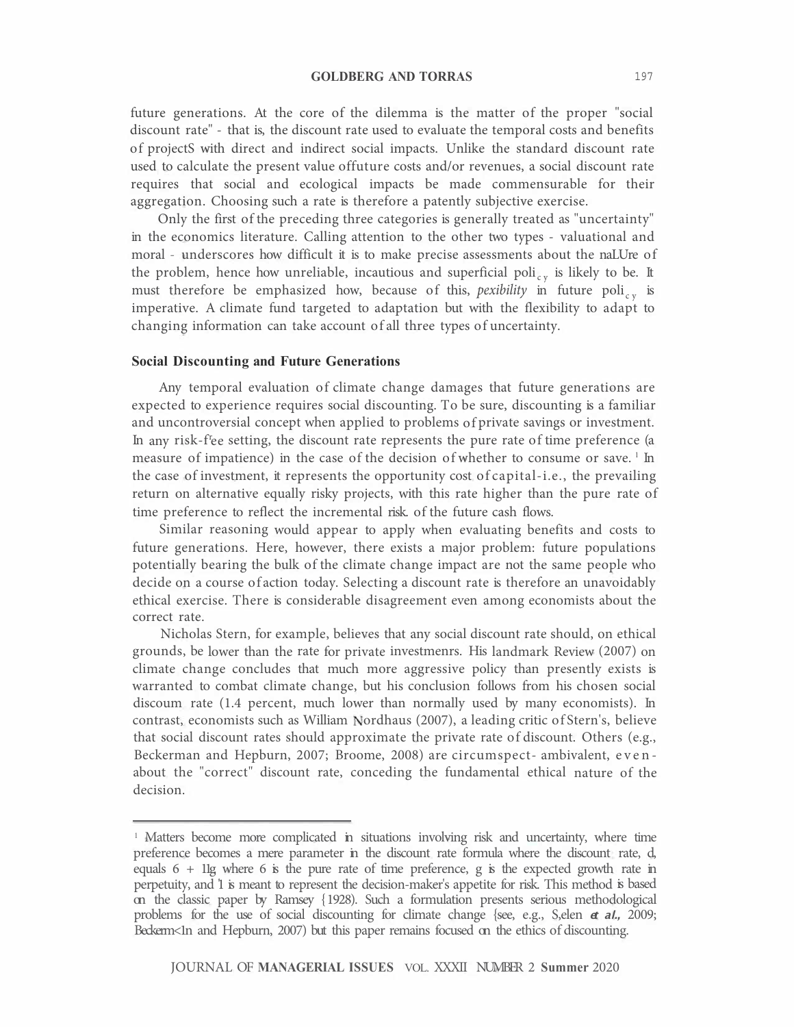future generations. At the core of the dilemma is the matter of the proper "social discount rate" - that is, the discount rate used to evaluate the temporal costs and benefits of projectS with direct and indirect social impacts. Unlike the standard discount rate used to calculate the present value offuture costs and/or revenues, a social discount rate requires that social and ecological impacts be made commensurable for their aggregation. Choosing such a rate is therefore a patently subjective exercise.

Only the first of the preceding three categories is generally treated as "uncertainty" in the economics literature. Calling attention to the other two types - valuational and moral - underscores how difficult it is to make precise assessments about the naLUre of the problem, hence how unreliable, incautious and superficial policy is likely to be. It must therefore be emphasized how, because of this, *pexibility* in future policy is imperative. A climate fund targeted to adaptation but with the flexibility to adapt to changing information can take account of all three types of uncertainty.

## Social Discounting and Future Generations

Any temporal evaluation of climate change damages that future generations are expected to experience requires social discounting. To be sure, discounting is a familiar and uncontroversial concept when applied to problems of private savings or investment. In any risk-free setting, the discount rate represents the pure rate of time preference (a measure of impatience) in the case of the decision of whether to consume or save. [1] In the case of investment, it represents the opportunity cost of capital-i.e., the prevailing return on alternative equally risky projects, with this rate higher than the pure rate of time preference to reflect the incremental risk of the future cash flows.

Similar reasoning would appear to apply when evaluating benefits and costs to future generations. Here, however, there exists a major problem: future populations potentially bearing the bulk of the climate change impact are not the same people who decide on a course of action today. Selecting a discount rate is therefore an unavoidably ethical exercise. There is considerable disagreement even among economists about the correct rate.

Nicholas Stern, for example, believes that any social discount rate should, on ethical grounds, be lower than the rate for private investmenrs. His landmark Review (2007) on climate change concludes that much more aggressive policy than presently exists is warranted to combat climate change, but his conclusion follows from his chosen social discoum rate (1.4 percent, much lower than normally used by many economists). In contrast, economists such as William Nordhaus (2007), a leading critic of Stern's, believe that social discount rates should approximate the private rate of discount. Others (e.g., Beckerman and Hepburn, 2007; Broome, 2008) are circumspect- ambivalent, even- about the "correct" discount rate, conceding the fundamental ethical nature of the decision.

---

[1] Matters become more complicated in situations involving risk and uncertainty, where time preference becomes a mere parameter in the discount rate formula where the discount rate, d, equals 6 + 11g where 6 is the pure rate of time preference, g is the expected growth rate in perpetuity, and '1 is meant to represent the decision-maker's appetite for risk. This method is based on the classic paper by Ramsey {1928). Such a formulation presents serious methodological problems for the use of social discounting for climate change {see, e.g., S,elen *et al.,* 2009; Beckerm<1n and Hepburn, 2007) but this paper remains focused on the ethics of discounting.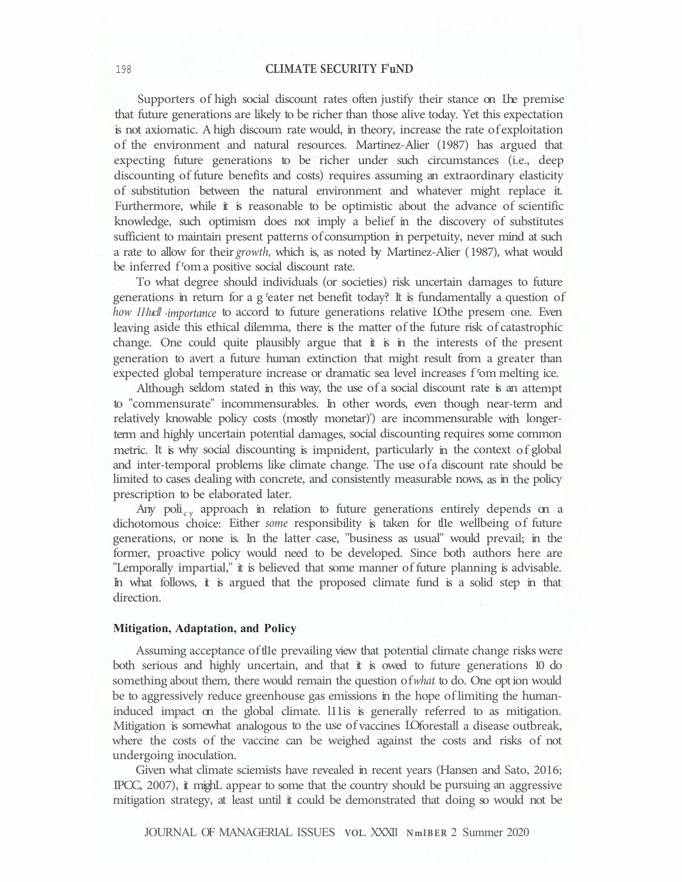Supporters of high social discount rates often justify their stance on the premise that future generations are likely to be richer than those alive today. Yet this expectation is not axiomatic. A high discount rate would, in theory, increase the rate of exploitation of the environment and natural resources. Martinez-Alier (1987) has argued that expecting future generations to be richer under such circumstances (i.e., deep discounting of future benefits and costs) requires assuming an extraordinary elasticity of substitution between the natural environment and whatever might replace it. Furthermore, while it is reasonable to be optimistic about the advance of scientific knowledge, such optimism does not imply a belief in the discovery of substitutes sufficient to maintain present patterns of consumption in perpetuity, never mind at such a rate to allow for their *growth,* which is, as noted by Martinez-Alier (1987), what would be inferred from a positive social discount rate.

To what degree should individuals (or societies) risk uncertain damages to future generations in return for a greater net benefit today? It is fundamentally a question of *how much importance* to accord to future generations relative to the present one. Even leaving aside this ethical dilemma, there is the matter of the future risk of catastrophic change. One could quite plausibly argue that it is in the interests of the present generation to avert a future human extinction that might result from a greater than expected global temperature increase or dramatic sea level increases from melting ice.

Although seldom stated in this way, the use of a social discount rate is an attempt to "commensurate" incommensurables. In other words, even though near-term and relatively knowable policy costs (mostly monetary) are incommensurable with longer-term and highly uncertain potential damages, social discounting requires some common metric. It is why social discounting is imprudent, particularly in the context of global and inter-temporal problems like climate change. The use of a discount rate should be limited to cases dealing with concrete, and consistently measurable nows, as in the policy prescription to be elaborated later.

Any policy approach in relation to future generations entirely depends on a dichotomous choice: Either *some* responsibility is taken for the wellbeing of future generations, or none is. In the latter case, "business as usual" would prevail; in the former, proactive policy would need to be developed. Since both authors here are "temporally impartial," it is believed that some manner of future planning is advisable. In what follows, it is argued that the proposed climate fund is a solid step in that direction.

### Mitigation, Adaptation, and Policy

Assuming acceptance of the prevailing view that potential climate change risks were both serious and highly uncertain, and that it is owed to future generations to do something about them, there would remain the question of *what* to do. One option would be to aggressively reduce greenhouse gas emissions in the hope of limiting the human-induced impact on the global climate. This is generally referred to as mitigation. Mitigation is somewhat analogous to the use of vaccines to forestall a disease outbreak, where the costs of the vaccine can be weighed against the costs and risks of not undergoing inoculation.

Given what climate scientists have revealed in recent years (Hansen and Sato, 2016; IPCC, 2007), it might appear to some that the country should be pursuing an aggressive mitigation strategy, at least until it could be demonstrated that doing so would not be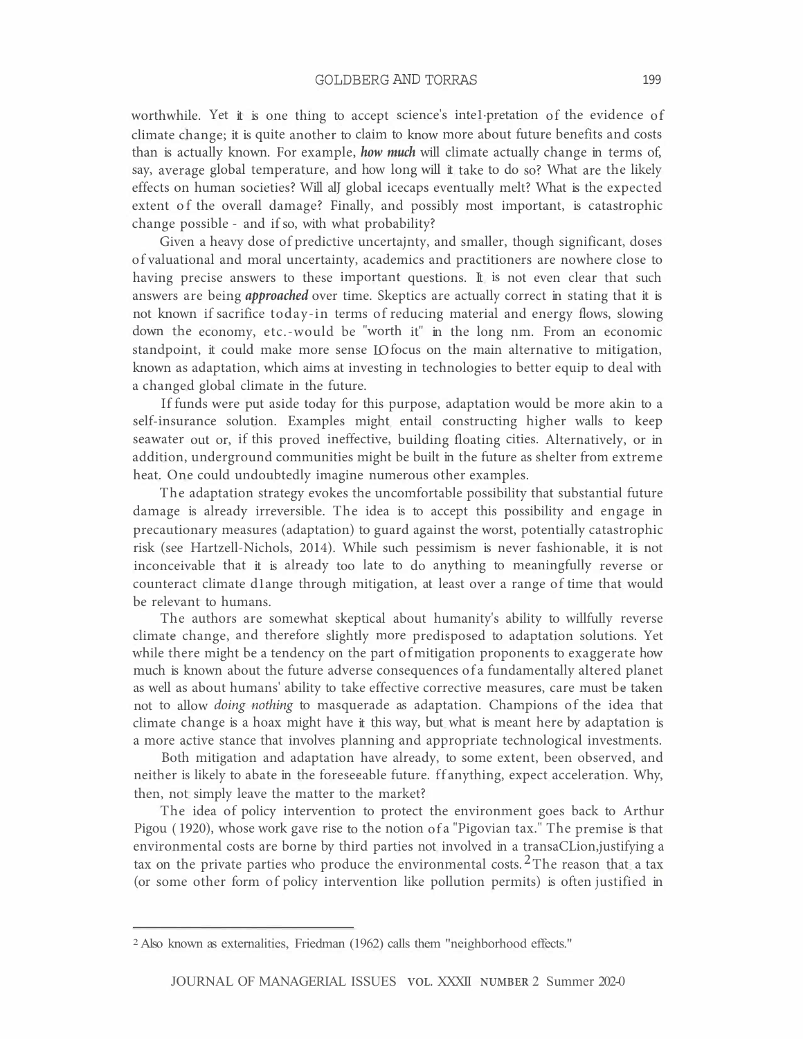worthwhile. Yet it is one thing to accept science's inte1·pretation of the evidence of climate change; it is quite another to claim to know more about future benefits and costs than is actually known. For example, ***how much*** will climate actually change in terms of, say, average global temperature, and how long will it take to do so? What are the likely effects on human societies? Will alJ global icecaps eventually melt? What is the expected extent of the overall damage? Finally, and possibly most important, is catastrophic change possible - and if so, with what probability?

Given a heavy dose of predictive uncertajnty, and smaller, though significant, doses of valuational and moral uncertainty, academics and practitioners are nowhere close to having precise answers to these important questions. It is not even clear that such answers are being ***approached*** over time. Skeptics are actually correct in stating that it is not known if sacrifice today-in terms of reducing material and energy flows, slowing down the economy, etc.-would be "worth it" in the long nm. From an economic standpoint, it could make more sense IO focus on the main alternative to mitigation, known as adaptation, which aims at investing in technologies to better equip to deal with a changed global climate in the future.

If funds were put aside today for this purpose, adaptation would be more akin to a self-insurance solution. Examples might entail constructing higher walls to keep seawater out or, if this proved ineffective, building floating cities. Alternatively, or in addition, underground communities might be built in the future as shelter from extreme heat. One could undoubtedly imagine numerous other examples.

The adaptation strategy evokes the uncomfortable possibility that substantial future damage is already irreversible. The idea is to accept this possibility and engage in precautionary measures (adaptation) to guard against the worst, potentially catastrophic risk (see Hartzell-Nichols, 2014). While such pessimism is never fashionable, it is not inconceivable that it is already too late to do anything to meaningfully reverse or counteract climate d1ange through mitigation, at least over a range of time that would be relevant to humans.

The authors are somewhat skeptical about humanity's ability to willfully reverse climate change, and therefore slightly more predisposed to adaptation solutions. Yet while there might be a tendency on the part of mitigation proponents to exaggerate how much is known about the future adverse consequences of a fundamentally altered planet as well as about humans' ability to take effective corrective measures, care must be taken not to allow *doing nothing* to masquerade as adaptation. Champions of the idea that climate change is a hoax might have it this way, but what is meant here by adaptation is a more active stance that involves planning and appropriate technological investments.

Both mitigation and adaptation have already, to some extent, been observed, and neither is likely to abate in the foreseeable future. ff anything, expect acceleration. Why, then, not simply leave the matter to the market?

The idea of policy intervention to protect the environment goes back to Arthur Pigou (1920), whose work gave rise to the notion of a "Pigovian tax." The premise is that environmental costs are borne by third parties not involved in a transaCLion,justifying a tax on the private parties who produce the environmental costs.[2] The reason that a tax (or some other form of policy intervention like pollution permits) is often justified in

---

[2] Also known as externalities, Friedman (1962) calls them "neighborhood effects."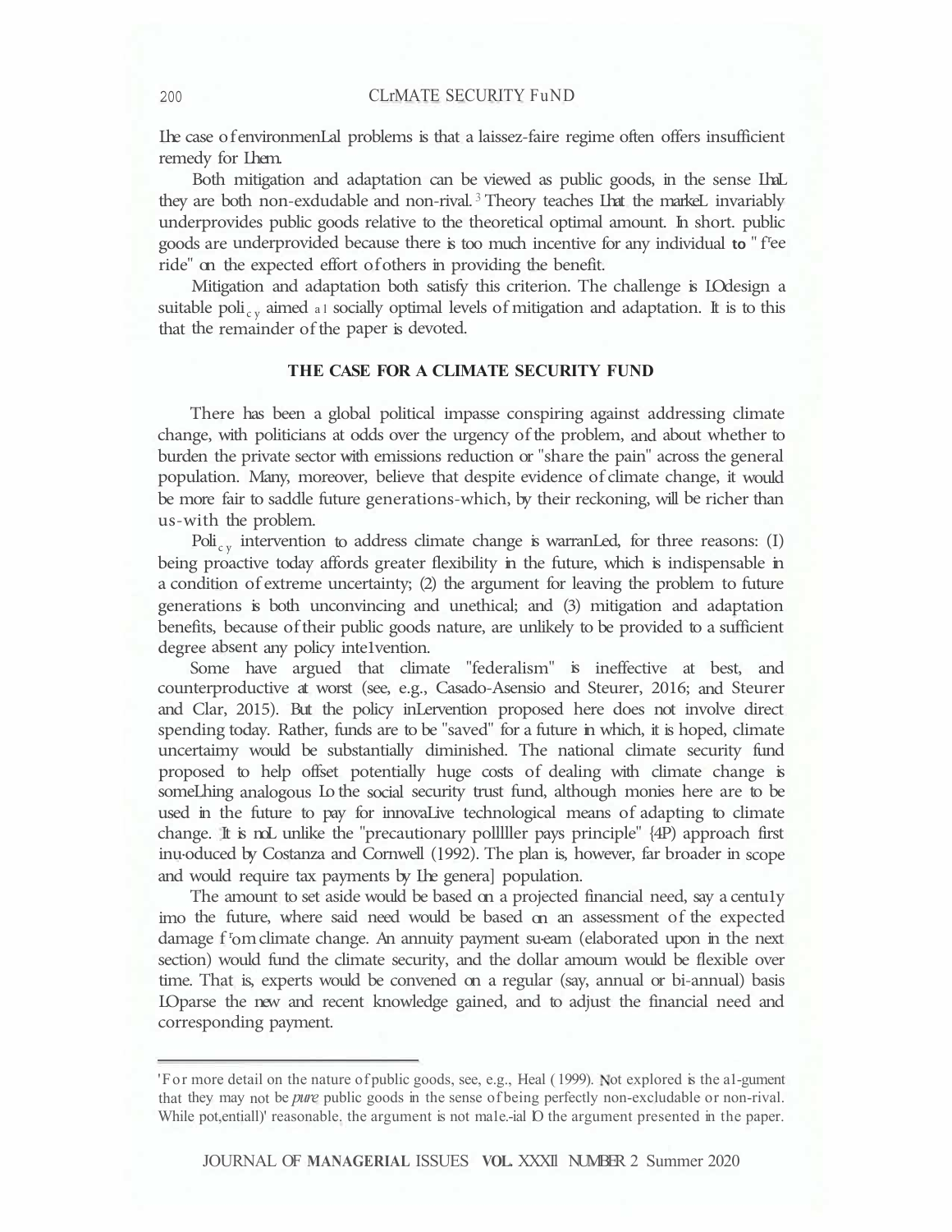the case of environmental problems is that a laissez-faire regime often offers insufficient remedy for them.

Both mitigation and adaptation can be viewed as public goods, in the sense that they are both non-exdudable and non-rival.[3] Theory teaches that the market invariably underprovides public goods relative to the theoretical optimal amount. In short. public goods are underprovided because there is too much incentive for any individual to "free ride" on the expected effort of others in providing the benefit.

Mitigation and adaptation both satisfy this criterion. The challenge is to design a suitable policy aimed at socially optimal levels of mitigation and adaptation. It is to this that the remainder of the paper is devoted.

## THE CASE FOR A CLIMATE SECURITY FUND

There has been a global political impasse conspiring against addressing climate change, with politicians at odds over the urgency of the problem, and about whether to burden the private sector with emissions reduction or "share the pain" across the general population. Many, moreover, believe that despite evidence of climate change, it would be more fair to saddle future generations-which, by their reckoning, will be richer than us-with the problem.

Policy intervention to address climate change is warranted, for three reasons: (1) being proactive today affords greater flexibility in the future, which is indispensable in a condition of extreme uncertainty; (2) the argument for leaving the problem to future generations is both unconvincing and unethical; and (3) mitigation and adaptation benefits, because of their public goods nature, are unlikely to be provided to a sufficient degree absent any policy intervention.

Some have argued that climate "federalism" is ineffective at best, and counterproductive at worst (see, e.g., Casado-Asensio and Steurer, 2016; and Steurer and Clar, 2015). But the policy intervention proposed here does not involve direct spending today. Rather, funds are to be "saved" for a future in which, it is hoped, climate uncertainty would be substantially diminished. The national climate security fund proposed to help offset potentially huge costs of dealing with climate change is something analogous to the social security trust fund, although monies here are to be used in the future to pay for innovative technological means of adapting to climate change. It is not unlike the "precautionary polluter pays principle" (4P) approach first introduced by Costanza and Cornwell (1992). The plan is, however, far broader in scope and would require tax payments by the general population.

The amount to set aside would be based on a projected financial need, say a century into the future, where said need would be based on an assessment of the expected damage from climate change. An annuity payment stream (elaborated upon in the next section) would fund the climate security, and the dollar amount would be flexible over time. That is, experts would be convened on a regular (say, annual or bi-annual) basis to parse the new and recent knowledge gained, and to adjust the financial need and corresponding payment.

---

[3] For more detail on the nature of public goods, see, e.g., Heal (1999). Not explored is the argument that they may not be *pure* public goods in the sense of being perfectly non-excludable or non-rival. While potentially reasonable, the argument is not material to the argument presented in the paper.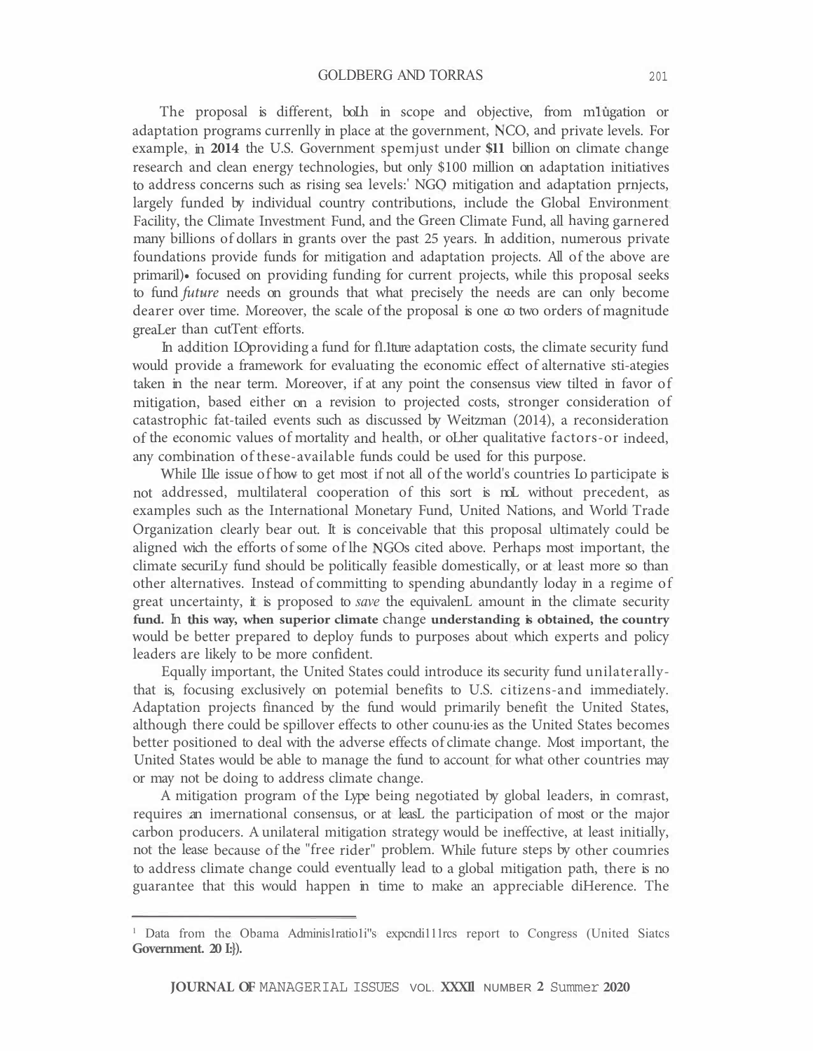The proposal is different, both in scope and objective, from mitigation or adaptation programs currently in place at the government, NGO, and private levels. For example, in 2014 the U.S. Government spent just under $11 billion on climate change research and clean energy technologies, but only $100 million on adaptation initiatives to address concerns such as rising sea levels.[1] NGO mitigation and adaptation projects, largely funded by individual country contributions, include the Global Environment Facility, the Climate Investment Fund, and the Green Climate Fund, all having garnered many billions of dollars in grants over the past 25 years. In addition, numerous private foundations provide funds for mitigation and adaptation projects. All of the above are primarily focused on providing funding for current projects, while this proposal seeks to fund *future* needs on grounds that what precisely the needs are can only become clearer over time. Moreover, the scale of the proposal is one to two orders of magnitude greater than current efforts.

In addition to providing a fund for future adaptation costs, the climate security fund would provide a framework for evaluating the economic effect of alternative strategies taken in the near term. Moreover, if at any point the consensus view tilted in favor of mitigation, based either on a revision to projected costs, stronger consideration of catastrophic fat-tailed events such as discussed by Weitzman (2014), a reconsideration of the economic values of mortality and health, or other qualitative factors-or indeed, any combination of these-available funds could be used for this purpose.

While the issue of how to get most if not all of the world's countries to participate is not addressed, multilateral cooperation of this sort is not without precedent, as examples such as the International Monetary Fund, United Nations, and World Trade Organization clearly bear out. It is conceivable that this proposal ultimately could be aligned with the efforts of some of the NGOs cited above. Perhaps most important, the climate security fund should be politically feasible domestically, or at least more so than other alternatives. Instead of committing to spending abundantly today in a regime of great uncertainty, it is proposed to *save* the equivalent amount in the climate security fund. In this way, when superior climate change understanding is obtained, the country would be better prepared to deploy funds to purposes about which experts and policy leaders are likely to be more confident.

Equally important, the United States could introduce its security fund unilaterally-that is, focusing exclusively on potential benefits to U.S. citizens-and immediately. Adaptation projects financed by the fund would primarily benefit the United States, although there could be spillover effects to other countries as the United States becomes better positioned to deal with the adverse effects of climate change. Most important, the United States would be able to manage the fund to account for what other countries may or may not be doing to address climate change.

A mitigation program of the type being negotiated by global leaders, in contrast, requires an international consensus, or at least the participation of most or the major carbon producers. A unilateral mitigation strategy would be ineffective, at least initially, not the least because of the "free rider" problem. While future steps by other countries to address climate change could eventually lead to a global mitigation path, there is no guarantee that this would happen in time to make an appreciable difference. The

---

[1] Data from the Obama Administration's expenditures report to Congress (United States Government. 2015).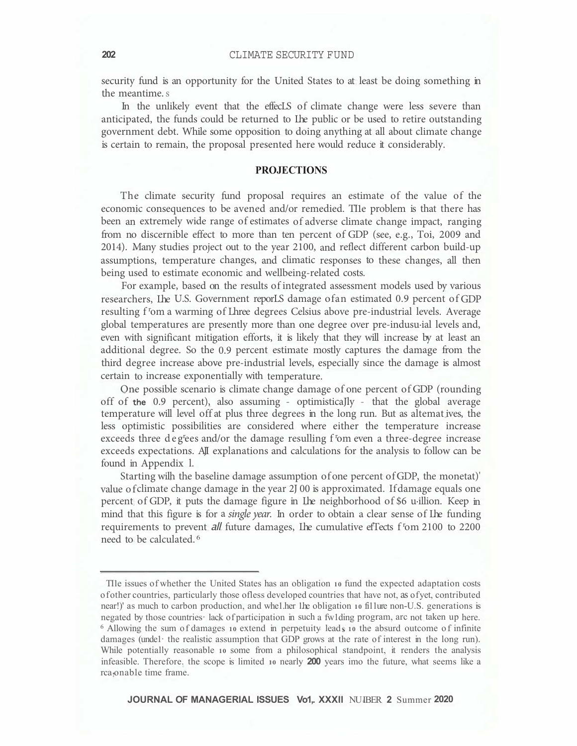security fund is an opportunity for the United States to at least be doing something in the meantime.[5]

In the unlikely event that the effects of climate change were less severe than anticipated, the funds could be returned to the public or be used to retire outstanding government debt. While some opposition to doing anything at all about climate change is certain to remain, the proposal presented here would reduce it considerably.

## PROJECTIONS

The climate security fund proposal requires an estimate of the value of the economic consequences to be averted and/or remedied. The problem is that there has been an extremely wide range of estimates of adverse climate change impact, ranging from no discernible effect to more than ten percent of GDP (see, e.g., Tol, 2009 and 2014). Many studies project out to the year 2100, and reflect different carbon build-up assumptions, temperature changes, and climatic responses to these changes, all then being used to estimate economic and wellbeing-related costs.

For example, based on the results of integrated assessment models used by various researchers, the U.S. Government reports damage of an estimated 0.9 percent of GDP resulting from a warming of three degrees Celsius above pre-industrial levels. Average global temperatures are presently more than one degree over pre-industrial levels and, even with significant mitigation efforts, it is likely that they will increase by at least an additional degree. So the 0.9 percent estimate mostly captures the damage from the third degree increase above pre-industrial levels, especially since the damage is almost certain to increase exponentially with temperature.

One possible scenario is climate change damage of one percent of GDP (rounding off of the 0.9 percent), also assuming - optimistically - that the global average temperature will level off at plus three degrees in the long run. But as alternatives, the less optimistic possibilities are considered where either the temperature increase exceeds three degrees and/or the damage resulting from even a three-degree increase exceeds expectations. All explanations and calculations for the analysis to follow can be found in Appendix 1.

Starting with the baseline damage assumption of one percent of GDP, the monetary value of climate change damage in the year 2100 is approximated. If damage equals one percent of GDP, it puts the damage figure in the neighborhood of $6 trillion. Keep in mind that this figure is for a *single year*. In order to obtain a clear sense of the funding requirements to prevent *all* future damages, the cumulative effects from 2100 to 2200 need to be calculated.[6]

---

[5] The issues of whether the United States has an obligation to fund the expected adaptation costs of other countries, particularly those of less developed countries that have not, as of yet, contributed nearly as much to carbon production, and whether the obligation to future non-U.S. generations is negated by those countries' lack of participation in such a funding program, are not taken up here.

[6] Allowing the sum of damages to extend in perpetuity leads to the absurd outcome of infinite damages (under the realistic assumption that GDP grows at the rate of interest in the long run). While potentially reasonable to some from a philosophical standpoint, it renders the analysis infeasible. Therefore, the scope is limited to nearly 200 years into the future, what seems like a reasonable time frame.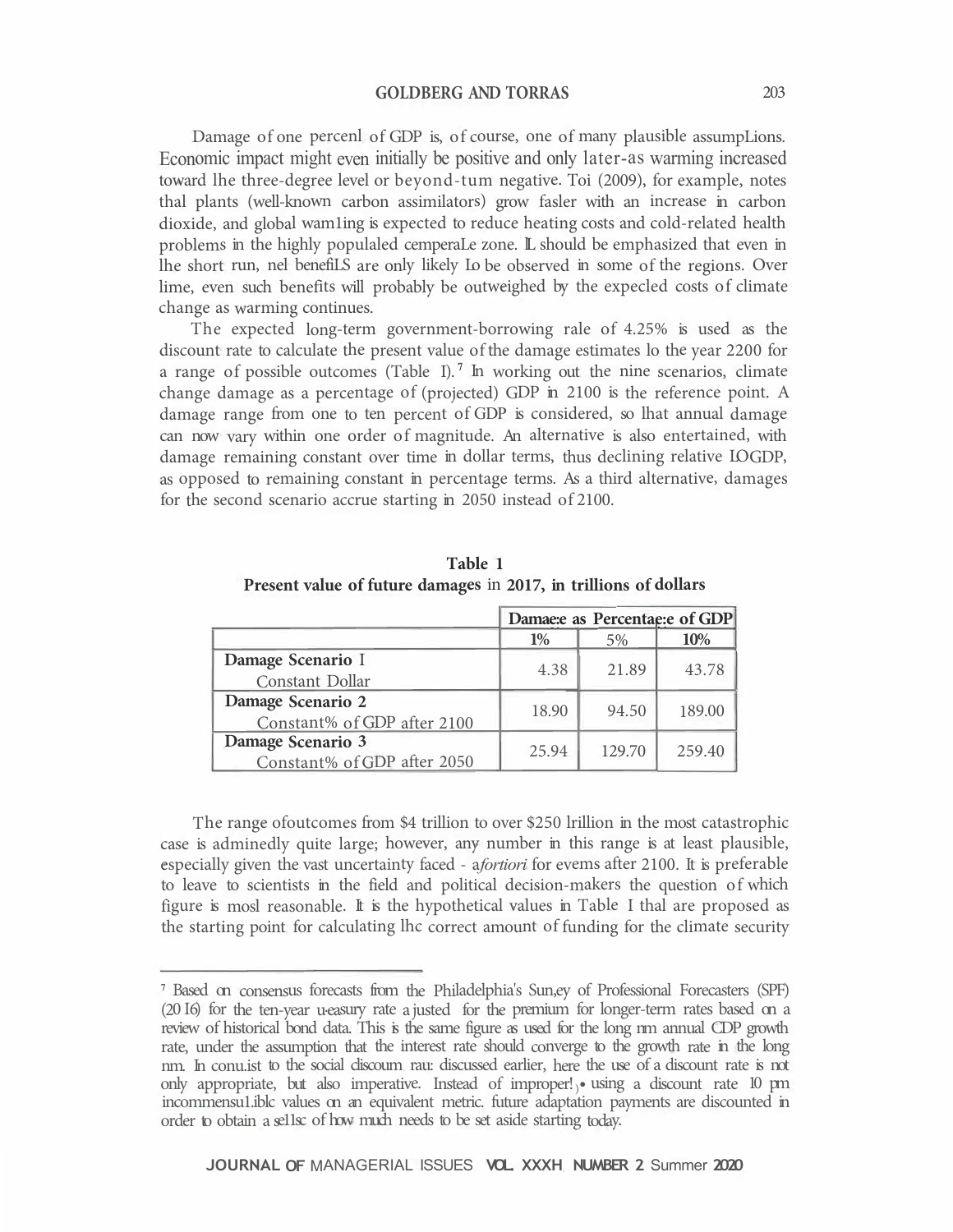Damage of one percenl of GDP is, of course, one of many plausible assumpLions. Economic impact might even initially be positive and only later-as warming increased toward lhe three-degree level or beyond-tum negative. Toi (2009), for example, notes thal plants (well-known carbon assimilators) grow fasler with an increase in carbon dioxide, and global wam1ing is expected to reduce heating costs and cold-related health problems in the highly populaled cemperaLe zone. IL should be emphasized that even in lhe short run, nel benefiLS are only likely Lo be observed in some of the regions. Over lime, even such benefits will probably be outweighed by the expecled costs of climate change as warming continues.

The expected long-term government-borrowing rale of 4.25% is used as the discount rate to calculate the present value of the damage estimates lo the year 2200 for a range of possible outcomes (Table I).[7] In working out the nine scenarios, climate change damage as a percentage of (projected) GDP in 2100 is the reference point. A damage range from one to ten percent of GDP is considered, so lhat annual damage can now vary within one order of magnitude. An alternative is also entertained, with damage remaining constant over time in dollar terms, thus declining relative LOGDP, as opposed to remaining constant in percentage terms. As a third alternative, damages for the second scenario accrue starting in 2050 instead of 2100.

**Table 1**
**Present value of future damages in 2017, in trillions of dollars**

| | Damae:e as Percentae:e of GDP | | |
|---|---|---|---|
| | 1% | 5% | 10% |
| **Damage Scenario I** Constant Dollar | 4.38 | 21.89 | 43.78 |
| **Damage Scenario 2** Constant% of GDP after 2100 | 18.90 | 94.50 | 189.00 |
| **Damage Scenario 3** Constant% of GDP after 2050 | 25.94 | 129.70 | 259.40 |

The range ofoutcomes from $4 trillion to over $250 lrillion in the most catastrophic case is adminedly quite large; however, any number in this range is at least plausible, especially given the vast uncertainty faced - a *fortiori* for evems after 2100. It is preferable to leave to scientists in the field and political decision-makers the question of which figure is mosl reasonable. It is the hypothetical values in Table I thal are proposed as the starting point for calculating lhc correct amount of funding for the climate security

[7] Based on consensus forecasts from the Philadelphia's Sun,ey of Professional Forecasters (SPF) (20 I6) for the ten-year u-easury rate a justed for the premium for longer-term rates based on a review of historical bond data. This is the same figure as used for the long nm annual CDP growth rate, under the assumption that the interest rate should converge to the growth rate in the long nm. In conu.ist to the social discoum rau: discussed earlier, here the use of a discount rate is not only appropriate, but also imperative. Instead of improper! ,• using a discount rate 10 pm incommensu1.iblc values on an equivalent metric. future adaptation payments are discounted in order to obtain a se1lsc of how much needs to be set aside starting today.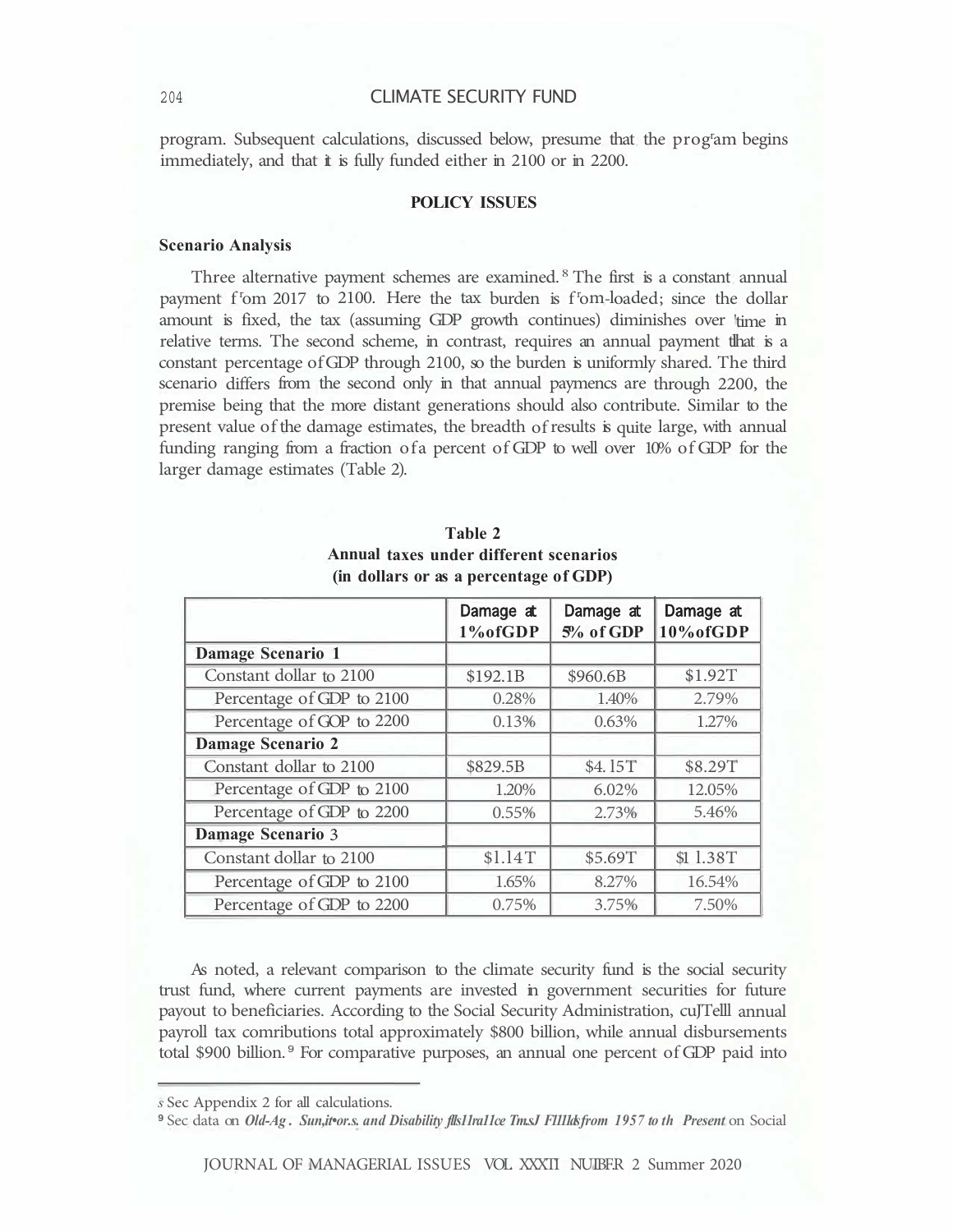program. Subsequent calculations, discussed below, presume that the program begins immediately, and that it is fully funded either in 2100 or in 2200.

## POLICY ISSUES

### Scenario Analysis

Three alternative payment schemes are examined.[8] The first is a constant annual payment from 2017 to 2100. Here the tax burden is front-loaded; since the dollar amount is fixed, the tax (assuming GDP growth continues) diminishes over time in relative terms. The second scheme, in contrast, requires an annual payment that is a constant percentage of GDP through 2100, so the burden is uniformly shared. The third scenario differs from the second only in that annual payments are through 2200, the premise being that the more distant generations should also contribute. Similar to the present value of the damage estimates, the breadth of results is quite large, with annual funding ranging from a fraction of a percent of GDP to well over 10% of GDP for the larger damage estimates (Table 2).

**Table 2**
**Annual taxes under different scenarios**
**(in dollars or as a percentage of GDP)**

| | Damage at 1% of GDP | Damage at 5% of GDP | Damage at 10% of GDP |
|---|---|---|---|
| **Damage Scenario 1** | | | |
| Constant dollar to 2100 | $192.1B | $960.6B | $1.92T |
| Percentage of GDP to 2100 | 0.28% | 1.40% | 2.79% |
| Percentage of GDP to 2200 | 0.13% | 0.63% | 1.27% |
| **Damage Scenario 2** | | | |
| Constant dollar to 2100 | $829.5B | $4.15T | $8.29T |
| Percentage of GDP to 2100 | 1.20% | 6.02% | 12.05% |
| Percentage of GDP to 2200 | 0.55% | 2.73% | 5.46% |
| **Damage Scenario 3** | | | |
| Constant dollar to 2100 | $1.14T | $5.69T | $11.38T |
| Percentage of GDP to 2100 | 1.65% | 8.27% | 16.54% |
| Percentage of GDP to 2200 | 0.75% | 3.75% | 7.50% |

As noted, a relevant comparison to the climate security fund is the social security trust fund, where current payments are invested in government securities for future payout to beneficiaries. According to the Social Security Administration, current annual payroll tax contributions total approximately $800 billion, while annual disbursements total $900 billion.[9] For comparative purposes, an annual one percent of GDP paid into

---

[8] See Appendix 2 for all calculations.

[9] See data on *Old-Age, Survivors, and Disability Insurance Trust Funds from 1957 to the Present* on Social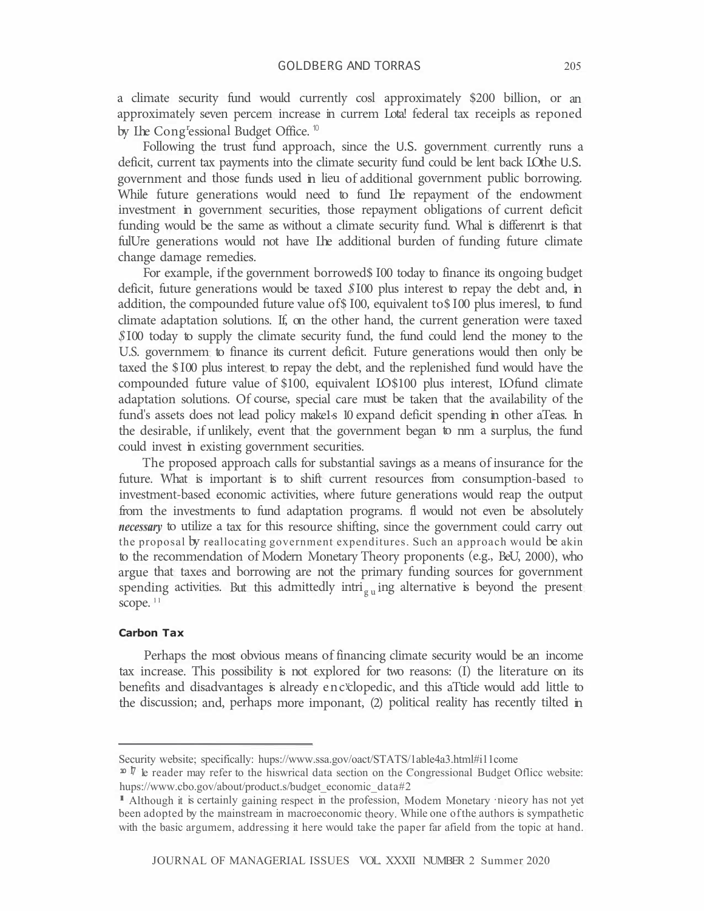a climate security fund would currently cosl approximately $200 billion, or an approximately seven percem increase in currem Lota! federal tax receipls as reponed by Lhe Cong'essional Budget Office.[10]

Following the trust fund approach, since the U.S. government currently runs a deficit, current tax payments into the climate security fund could be lent back LOthe U.S. government and those funds used in lieu of additional government public borrowing. While future generations would need to fund Lhe repayment of the endowment investment in government securities, those repayment obligations of current deficit funding would be the same as without a climate security fund. Whal is differenrt is that fulUre generations would not have Lhe additional burden of funding future climate change damage remedies.

For example, if the government borrowed$ I00 today to finance its ongoing budget deficit, future generations would be taxed $I00 plus interest to repay the debt and, in addition, the compounded future value of$ I00, equivalent to$ I00 plus imeresl, to fund climate adaptation solutions. If, on the other hand, the current generation were taxed $I00 today to supply the climate security fund, the fund could lend the money to the U.S. governmem to finance its current deficit. Future generations would then only be taxed the $ I00 plus interest to repay the debt, and the replenished fund would have the compounded future value of $100, equivalent LO$100 plus interest, LOfund climate adaptation solutions. Of course, special care must be taken that the availability of the fund's assets does not lead policy make1s 10 expand deficit spending in other aTeas. In the desirable, if unlikely, event that the government began to nm a surplus, the fund could invest in existing government securities.

The proposed approach calls for substantial savings as a means of insurance for the future. What is important is to shift current resources from consumption-based to investment-based economic activities, where future generations would reap the output from the investments to fund adaptation programs. fl would not even be absolutely ***necessary*** to utilize a tax for this resource shifting, since the government could carry out the proposal by reallocating government expenditures. Such an approach would be akin to the recommendation of Modern Monetary Theory proponents (e.g., BeU, 2000), who argue that taxes and borrowing are not the primary funding sources for government spending activities. But this admittedly intriguing alternative is beyond the present scope.[11]

### Carbon Tax

Perhaps the most obvious means of financing climate security would be an income tax increase. This possibility is not explored for two reasons: (I) the literature on its benefits and disadvantages is already enc'clopedic, and this aTticle would add little to the discussion; and, perhaps more imponant, (2) political reality has recently tilted in

---

Security website; specifically: hups://www.ssa.gov/oact/STATS/1able4a3.html#i11come

[10] The reader may refer to the hiswrical data section on the Congressional Budget Oflicc website: hups://www.cbo.gov/about/product.s/budget_economic_data#2

[11] Although it is certainly gaining respect in the profession, Modem Monetary ·nieory has not yet been adopted by the mainstream in macroeconomic theory. While one of the authors is sympathetic with the basic argumem, addressing it here would take the paper far afield from the topic at hand.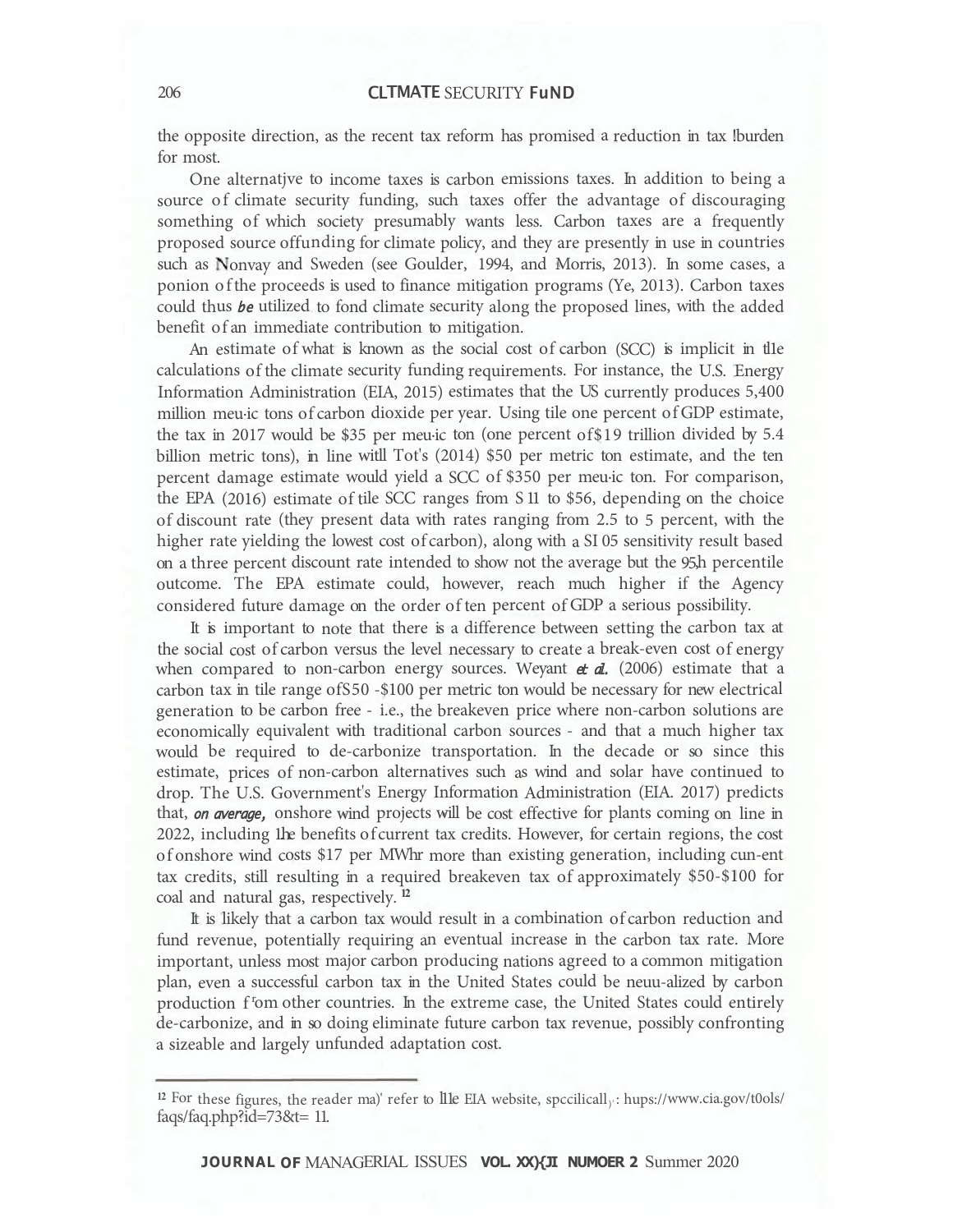the opposite direction, as the recent tax reform has promised a reduction in tax !burden for most.

One alternatjve to income taxes is carbon emissions taxes. In addition to being a source of climate security funding, such taxes offer the advantage of discouraging something of which society presumably wants less. Carbon taxes are a frequently proposed source offunding for climate policy, and they are presently in use in countries such as Nonvay and Sweden (see Goulder, 1994, and Morris, 2013). In some cases, a ponion of the proceeds is used to finance mitigation programs (Ye, 2013). Carbon taxes could thus *be* utilized to fond climate security along the proposed lines, with the added benefit of an immediate contribution to mitigation.

An estimate of what is known as the social cost of carbon (SCC) is implicit in tl1e calculations of the climate security funding requirements. For instance, the U.S. Energy Information Administration (EIA, 2015) estimates that the US currently produces 5,400 million meu·ic tons of carbon dioxide per year. Using tile one percent of GDP estimate, the tax in 2017 would be $35 per meu·ic ton (one percent of $19 trillion divided by 5.4 billion metric tons), in line witll Tot's (2014) $50 per metric ton estimate, and the ten percent damage estimate would yield a SCC of $350 per meu·ic ton. For comparison, the EPA (2016) estimate of tile SCC ranges from S 11 to $56, depending on the choice of discount rate (they present data with rates ranging from 2.5 to 5 percent, with the higher rate yielding the lowest cost of carbon), along with a SI 05 sensitivity result based on a three percent discount rate intended to show not the average but the 95th percentile outcome. The EPA estimate could, however, reach much higher if the Agency considered future damage on the order of ten percent of GDP a serious possibility.

It is important to note that there is a difference between setting the carbon tax at the social cost of carbon versus the level necessary to create a break-even cost of energy when compared to non-carbon energy sources. Weyant *et al.* (2006) estimate that a carbon tax in tile range of S50 -$100 per metric ton would be necessary for new electrical generation to be carbon free - i.e., the breakeven price where non-carbon solutions are economically equivalent with traditional carbon sources - and that a much higher tax would be required to de-carbonize transportation. In the decade or so since this estimate, prices of non-carbon alternatives such as wind and solar have continued to drop. The U.S. Government's Energy Information Administration (EIA. 2017) predicts that, *on average,* onshore wind projects will be cost effective for plants coming on line in 2022, including the benefits of current tax credits. However, for certain regions, the cost of onshore wind costs $17 per MWhr more than existing generation, including cun-ent tax credits, still resulting in a required breakeven tax of approximately $50-$100 for coal and natural gas, respectively.[12]

It is likely that a carbon tax would result in a combination of carbon reduction and fund revenue, potentially requiring an eventual increase in the carbon tax rate. More important, unless most major carbon producing nations agreed to a common mitigation plan, even a successful carbon tax in the United States could be neuu-alized by carbon production f'om other countries. In the extreme case, the United States could entirely de-carbonize, and in so doing eliminate future carbon tax revenue, possibly confronting a sizeable and largely unfunded adaptation cost.

---

[12] For these figures, the reader ma)' refer to the EIA website, spccilically: hups://www.cia.gov/t0ols/faqs/faq.php?id=73&t= 11.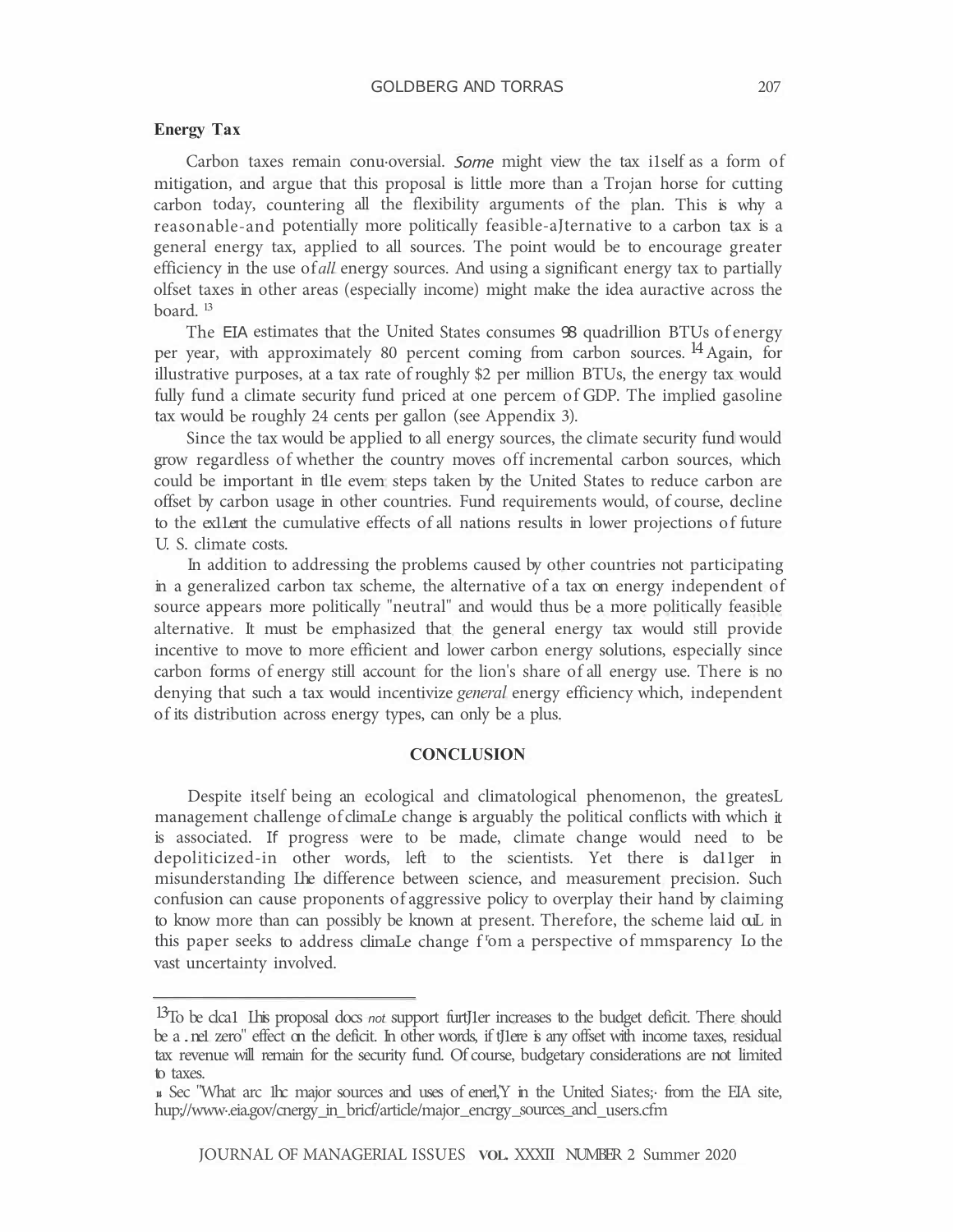**Energy Tax**

Carbon taxes remain controversial. Some might view the tax itself as a form of mitigation, and argue that this proposal is little more than a Trojan horse for cutting carbon today, countering all the flexibility arguments of the plan. This is why a reasonable-and potentially more politically feasible-alternative to a carbon tax is a general energy tax, applied to all sources. The point would be to encourage greater efficiency in the use of *all* energy sources. And using a significant energy tax to partially offset taxes in other areas (especially income) might make the idea attractive across the board.[13]

The EIA estimates that the United States consumes 98 quadrillion BTUs of energy per year, with approximately 80 percent coming from carbon sources.[14] Again, for illustrative purposes, at a tax rate of roughly $2 per million BTUs, the energy tax would fully fund a climate security fund priced at one percent of GDP. The implied gasoline tax would be roughly 24 cents per gallon (see Appendix 3).

Since the tax would be applied to all energy sources, the climate security fund would grow regardless of whether the country moves off incremental carbon sources, which could be important in the event steps taken by the United States to reduce carbon are offset by carbon usage in other countries. Fund requirements would, of course, decline to the extent the cumulative effects of all nations results in lower projections of future U. S. climate costs.

In addition to addressing the problems caused by other countries not participating in a generalized carbon tax scheme, the alternative of a tax on energy independent of source appears more politically "neutral" and would thus be a more politically feasible alternative. It must be emphasized that the general energy tax would still provide incentive to move to more efficient and lower carbon energy solutions, especially since carbon forms of energy still account for the lion's share of all energy use. There is no denying that such a tax would incentivize *general* energy efficiency which, independent of its distribution across energy types, can only be a plus.

## CONCLUSION

Despite itself being an ecological and climatological phenomenon, the greatest management challenge of climate change is arguably the political conflicts with which it is associated. If progress were to be made, climate change would need to be depoliticized-in other words, left to the scientists. Yet there is danger in misunderstanding the difference between science, and measurement precision. Such confusion can cause proponents of aggressive policy to overplay their hand by claiming to know more than can possibly be known at present. Therefore, the scheme laid out in this paper seeks to address climate change from a perspective of transparency to the vast uncertainty involved.

---

[13] To be clear, this proposal does *not* support further increases to the budget deficit. There should be a "net zero" effect on the deficit. In other words, if there is any offset with income taxes, residual tax revenue will remain for the security fund. Of course, budgetary considerations are not limited to taxes.

[14] See "What are the major sources and uses of energy in the United States," from the EIA site, http://www.eia.gov/energy_in_brief/article/major_energy_sources_and_users.cfm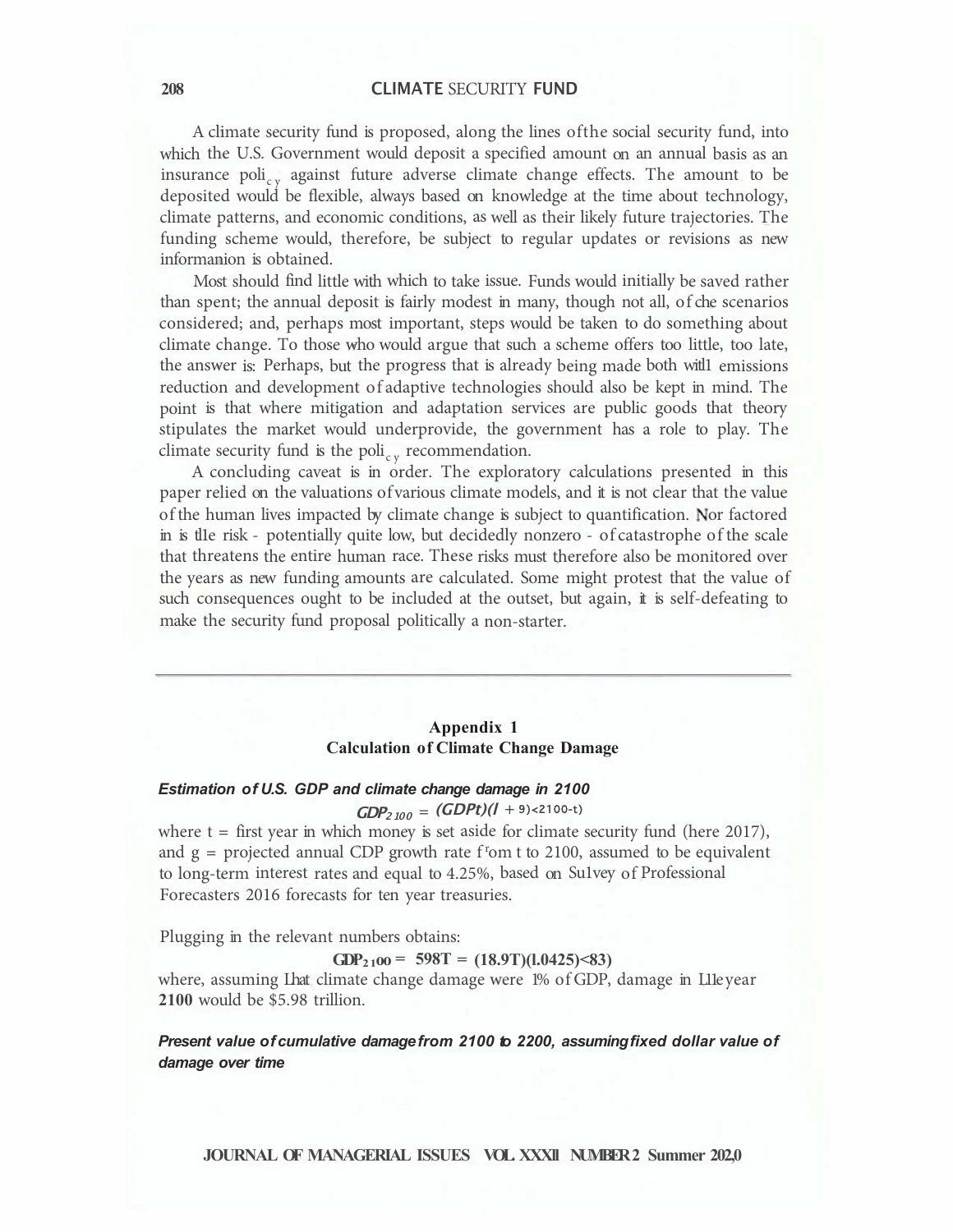A climate security fund is proposed, along the lines of the social security fund, into which the U.S. Government would deposit a specified amount on an annual basis as an insurance policy against future adverse climate change effects. The amount to be deposited would be flexible, always based on knowledge at the time about technology, climate patterns, and economic conditions, as well as their likely future trajectories. The funding scheme would, therefore, be subject to regular updates or revisions as new informanion is obtained.

Most should find little with which to take issue. Funds would initially be saved rather than spent; the annual deposit is fairly modest in many, though not all, of che scenarios considered; and, perhaps most important, steps would be taken to do something about climate change. To those who would argue that such a scheme offers too little, too late, the answer is: Perhaps, but the progress that is already being made both witl1 emissions reduction and development of adaptive technologies should also be kept in mind. The point is that where mitigation and adaptation services are public goods that theory stipulates the market would underprovide, the government has a role to play. The climate security fund is the policy recommendation.

A concluding caveat is in order. The exploratory calculations presented in this paper relied on the valuations of various climate models, and it is not clear that the value of the human lives impacted by climate change is subject to quantification. Nor factored in is tl1e risk - potentially quite low, but decidedly nonzero - of catastrophe of the scale that threatens the entire human race. These risks must therefore also be monitored over the years as new funding amounts are calculated. Some might protest that the value of such consequences ought to be included at the outset, but again, it is self-defeating to make the security fund proposal politically a non-starter.

---

## Appendix 1
## Calculation of Climate Change Damage

***Estimation of U.S. GDP and climate change damage in 2100***

$$GDP_{2100} = (GDP_t)(1 + g)^{(2100-t)}$$

where t = first year in which money is set aside for climate security fund (here 2017), and g = projected annual CDP growth rate from t to 2100, assumed to be equivalent to long-term interest rates and equal to 4.25%, based on Su1vey of Professional Forecasters 2016 forecasts for ten year treasuries.

Plugging in the relevant numbers obtains:

$$GDP_{2100} = 598T = (18.9T)(1.0425)^{(83)}$$

where, assuming Lhat climate change damage were 1% of GDP, damage in L1le year **2100** would be $5.98 trillion.

***Present value of cumulative damage from 2100 to 2200, assuming fixed dollar value of damage over time***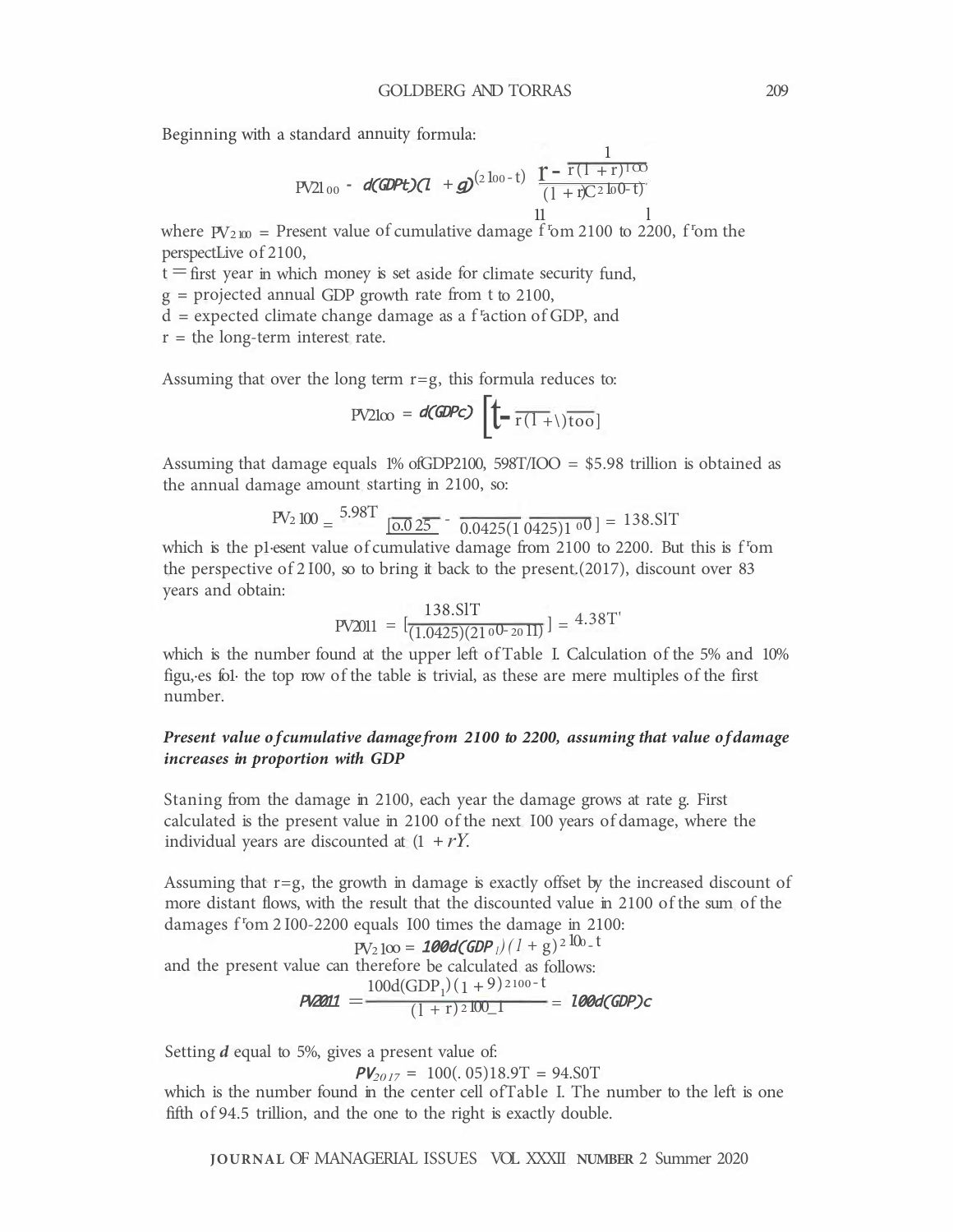Beginning with a standard annuity formula:

$$PV_{2100} = d(GDP_t)(1+g)^{(2100-t)}\left[\frac{1}{r} - \frac{1}{r(1+r)^{100}}\right]\frac{1}{(1+r)^{(2100-t)}}$$

where $PV_{2100}$ = Present value of cumulative damage from 2100 to 2200, from the perspective of 2100,

t = first year in which money is set aside for climate security fund,

g = projected annual GDP growth rate from t to 2100,

d = expected climate change damage as a fraction of GDP, and

r = the long-term interest rate.

Assuming that over the long term r=g, this formula reduces to:

$$PV_{2100} = d(GDP_t)\left[\frac{1}{r} - \frac{1}{r(1+r)^{100}}\right]$$

Assuming that damage equals 1% of GDP2100, 598T/100 = \$5.98 trillion is obtained as the annual damage amount starting in 2100, so:

$$PV_{2100} = 5.98T\left[\frac{1}{0.0425} - \frac{1}{0.0425(1.0425)^{100}}\right] = 138.51T$$

which is the present value of cumulative damage from 2100 to 2200. But this is from the perspective of 2100, so to bring it back to the present (2017), discount over 83 years and obtain:

$$PV_{2017} = \left[\frac{138.51T}{(1.0425)^{(2100-2017)}}\right] = 4.38T$$

which is the number found at the upper left of Table I. Calculation of the 5% and 10% figures for the top row of the table is trivial, as these are mere multiples of the first number.

***Present value of cumulative damage from 2100 to 2200, assuming that value of damage increases in proportion with GDP***

Starting from the damage in 2100, each year the damage grows at rate g. First calculated is the present value in 2100 of the next 100 years of damage, where the individual years are discounted at $(1+r)^t$.

Assuming that r=g, the growth in damage is exactly offset by the increased discount of more distant flows, with the result that the discounted value in 2100 of the sum of the damages from 2100-2200 equals 100 times the damage in 2100:

$$PV_{2100} = 100d(GDP_t)(1+g)^{2100-t}$$

and the present value can therefore be calculated as follows:

$$PV_{2017} = \frac{100d(GDP_t)(1+g)^{2100-t}}{(1+r)^{2100-t}} = 100d(GDP)_t$$

Setting ***d*** equal to 5%, gives a present value of:

$$PV_{2017} = 100(.05)18.9T = 94.50T$$

which is the number found in the center cell of Table I. The number to the left is one fifth of 94.5 trillion, and the one to the right is exactly double.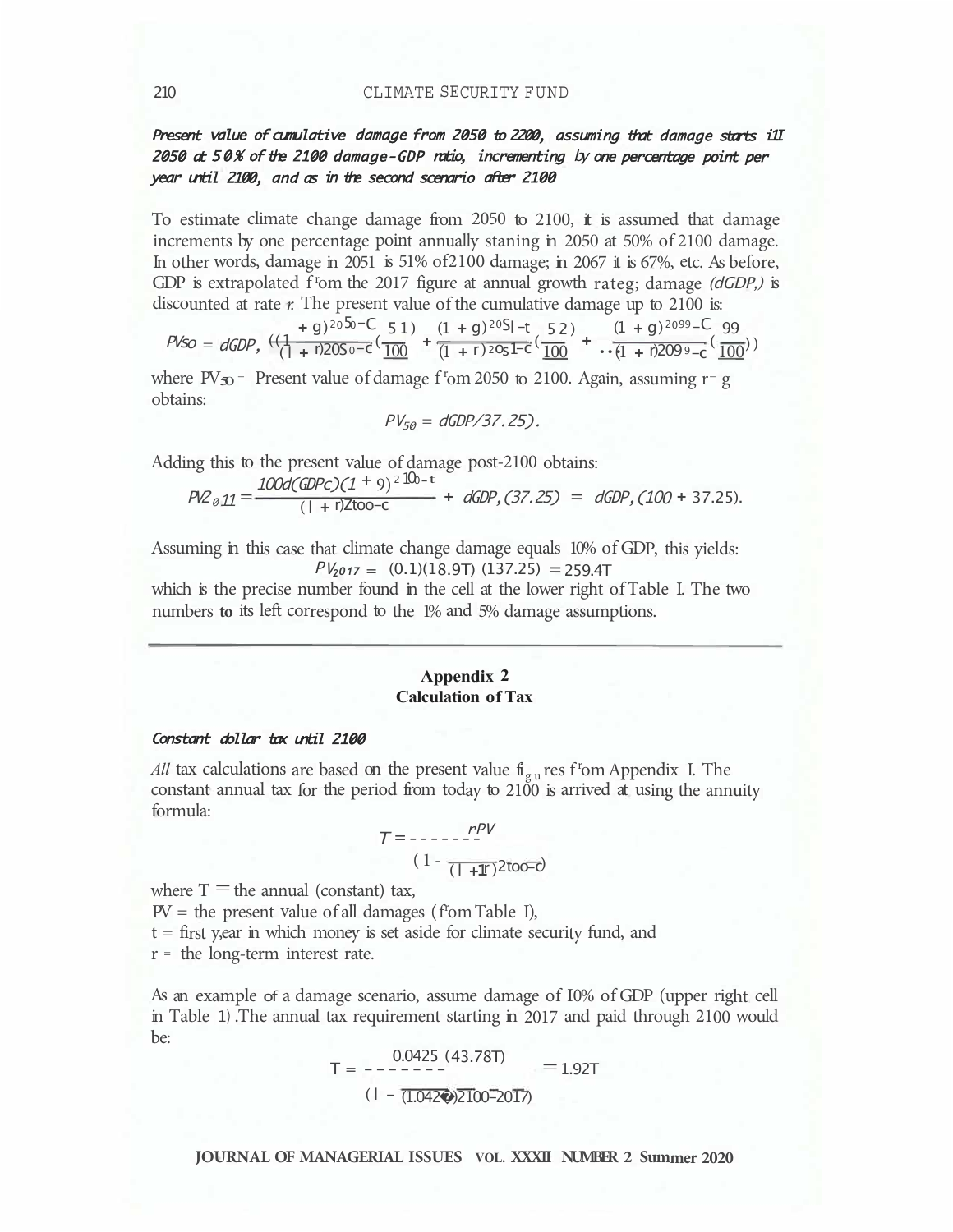*Present value of cumulative damage from 2050 to 2200, assuming that damage starts in 2050 at 50% of the 2100 damage-GDP ratio, incrementing by one percentage point per year until 2100, and as in the second scenario after 2100*

To estimate climate change damage from 2050 to 2100, it is assumed that damage increments by one percentage point annually starting in 2050 at 50% of 2100 damage. In other words, damage in 2051 is 51% of 2100 damage; in 2067 it is 67%, etc. As before, GDP is extrapolated from the 2017 figure at annual growth rate $g$; damage $(dGDP_t)$ is discounted at rate $r$. The present value of the cumulative damage up to 2100 is:

$$PV_{50} = dGDP_t \left( \frac{(1+g)^{2050-t}}{(1+r)^{2050-t}} \left(\frac{51}{100}\right) + \frac{(1+g)^{2051-t}}{(1+r)^{2051-t}} \left(\frac{52}{100}\right) + \cdots \frac{(1+g)^{2099-t}}{(1+r)^{2099-t}} \left(\frac{99}{100}\right) \right)$$

where $PV_{50}$ = Present value of damage from 2050 to 2100. Again, assuming $r = g$ obtains:

$$PV_{50} = dGDP/37.25).$$

Adding this to the present value of damage post-2100 obtains:

$$PV_{2011} = \frac{100d(GDP_t)(1+g)^{2100-t}}{(1+r)^{2100-t}} + dGDP_t(37.25) = dGDP_t(100 + 37.25).$$

Assuming in this case that climate change damage equals 10% of GDP, this yields:

$$PV_{2017} = (0.1)(18.9T)(137.25) = 259.4T$$

which is the precise number found in the cell at the lower right of Table I. The two numbers to its left correspond to the 1% and 5% damage assumptions.

---

## Appendix 2
## Calculation of Tax

*Constant dollar tax until 2100*

*All* tax calculations are based on the present value figures from Appendix I. The constant annual tax for the period from today to 2100 is arrived at using the annuity formula:

$$T = \frac{rPV}{\left(1 - \frac{1}{(1+r)^{2100-t}}\right)}$$

where T = the annual (constant) tax,
PV = the present value of all damages (from Table I),
t = first year in which money is set aside for climate security fund, and
r = the long-term interest rate.

As an example of a damage scenario, assume damage of 10% of GDP (upper right cell in Table 1). The annual tax requirement starting in 2017 and paid through 2100 would be:

$$T = \frac{0.0425\ (43.78T)}{\left(1 - \frac{1}{(1.0425)^{2100-2017}}\right)} = 1.92T$$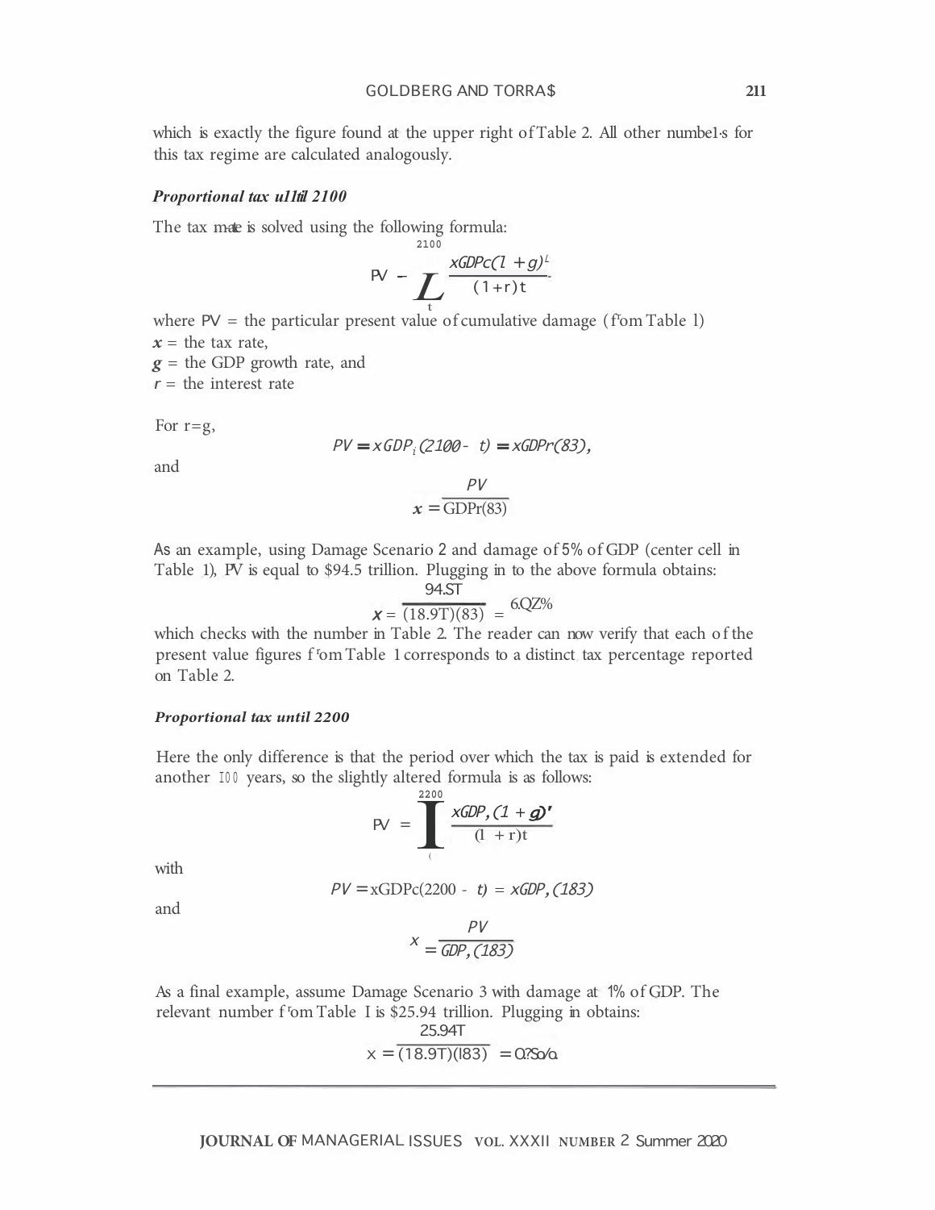which is exactly the figure found at the upper right of Table 2. All other numbers for this tax regime are calculated analogously.

***Proportional tax until 2100***

The tax rate is solved using the following formula:

$$PV = \sum_{t}^{2100} \frac{xGDP_t(1+g)^t}{(1+r)^t}$$

where PV = the particular present value of cumulative damage (from Table 1)
$x$ = the tax rate,
$g$ = the GDP growth rate, and
$r$ = the interest rate

For r=g,

$$PV = xGDP_t(2100 - t) = xGDP_T(83),$$

and

$$x = \frac{PV}{\text{GDP}_T(83)}$$

As an example, using Damage Scenario 2 and damage of 5% of GDP (center cell in Table 1), PV is equal to $94.5 trillion. Plugging in to the above formula obtains:

$$x = \frac{94.5T}{(18.9T)(83)} = 6.02\%$$

which checks with the number in Table 2. The reader can now verify that each of the present value figures from Table 1 corresponds to a distinct tax percentage reported on Table 2.

***Proportional tax until 2200***

Here the only difference is that the period over which the tax is paid is extended for another 100 years, so the slightly altered formula is as follows:

$$PV = \sum_{t}^{2200} \frac{xGDP_t(1+g)^t}{(1+r)^t}$$

with

$$PV = xGDP_t(2200 - t) = xGDP_t(183)$$

and

$$x = \frac{PV}{GDP_t(183)}$$

As a final example, assume Damage Scenario 3 with damage at 1% of GDP. The relevant number from Table 1 is $25.94 trillion. Plugging in obtains:

$$x = \frac{25.94T}{(18.9T)(183)} = 0.75\%$$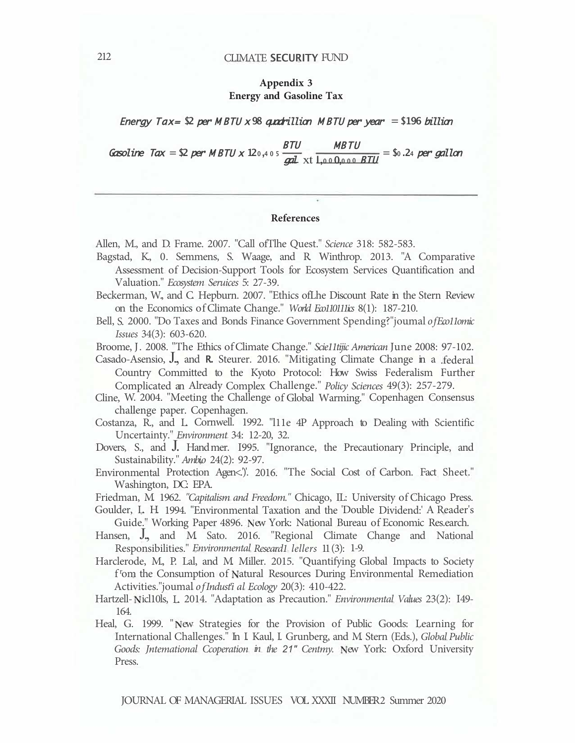## Appendix 3
## Energy and Gasoline Tax

$$Energy\ Tax = \$2\ per\ MBTU \times 98\ quadrillion\ MBTU\ per\ year = \$196\ billion$$

$$Gasoline\ Tax = \$2\ per\ MBTU \times 120{,}405\ \frac{BTU}{gal} \times \frac{MBTU}{1{,}000{,}000\ BTU} = \$0.24\ per\ gallon$$

---

## References

Allen, M., and D. Frame. 2007. "Call of The Quest." *Science* 318: 582-583.

Bagstad, K., O. Semmens, S. Waage, and R. Winthrop. 2013. "A Comparative Assessment of Decision-Support Tools for Ecosystem Services Quantification and Valuation." *Ecosystem Services* 5: 27-39.

Beckerman, W., and C. Hepburn. 2007. "Ethics of the Discount Rate in the Stern Review on the Economics of Climate Change." *World Economics* 8(1): 187-210.

Bell, S. 2000. "Do Taxes and Bonds Finance Government Spending?" *Journal of Economic Issues* 34(3): 603-620.

Broome, J. 2008. "The Ethics of Climate Change." *Scientific American* June 2008: 97-102.

Casado-Asensio, J., and R. Steurer. 2016. "Mitigating Climate Change in a federal Country Committed to the Kyoto Protocol: How Swiss Federalism Further Complicated an Already Complex Challenge." *Policy Sciences* 49(3): 257-279.

Cline, W. 2004. "Meeting the Challenge of Global Warming." Copenhagen Consensus challenge paper. Copenhagen.

Costanza, R., and L. Cornwell. 1992. "The 4P Approach to Dealing with Scientific Uncertainty." *Environment* 34: 12-20, 32.

Dovers, S., and J. Handmer. 1995. "Ignorance, the Precautionary Principle, and Sustainability." *Ambio* 24(2): 92-97.

Environmental Protection Agency. 2016. "The Social Cost of Carbon. Fact Sheet." Washington, DC: EPA.

Friedman, M. 1962. *"Capitalism and Freedom."* Chicago, IL: University of Chicago Press.

Goulder, L. H. 1994. "Environmental Taxation and the 'Double Dividend:' A Reader's Guide." Working Paper 4896. New York: National Bureau of Economic Research.

Hansen, J., and M. Sato. 2016. "Regional Climate Change and National Responsibilities." *Environmental Research Letters* 11(3): 1-9.

Harclerode, M., P. Lal, and M. Miller. 2015. "Quantifying Global Impacts to Society from the Consumption of Natural Resources During Environmental Remediation Activities." *Journal of Industrial Ecology* 20(3): 410-422.

Hartzell-Nichols, L. 2014. "Adaptation as Precaution." *Environmental Values* 23(2): 149-164.

Heal, G. 1999. "New Strategies for the Provision of Public Goods: Learning for International Challenges." In I. Kaul, I. Grunberg, and M. Stern (Eds.), *Global Public Goods: International Cooperation in the 21st Century.* New York: Oxford University Press.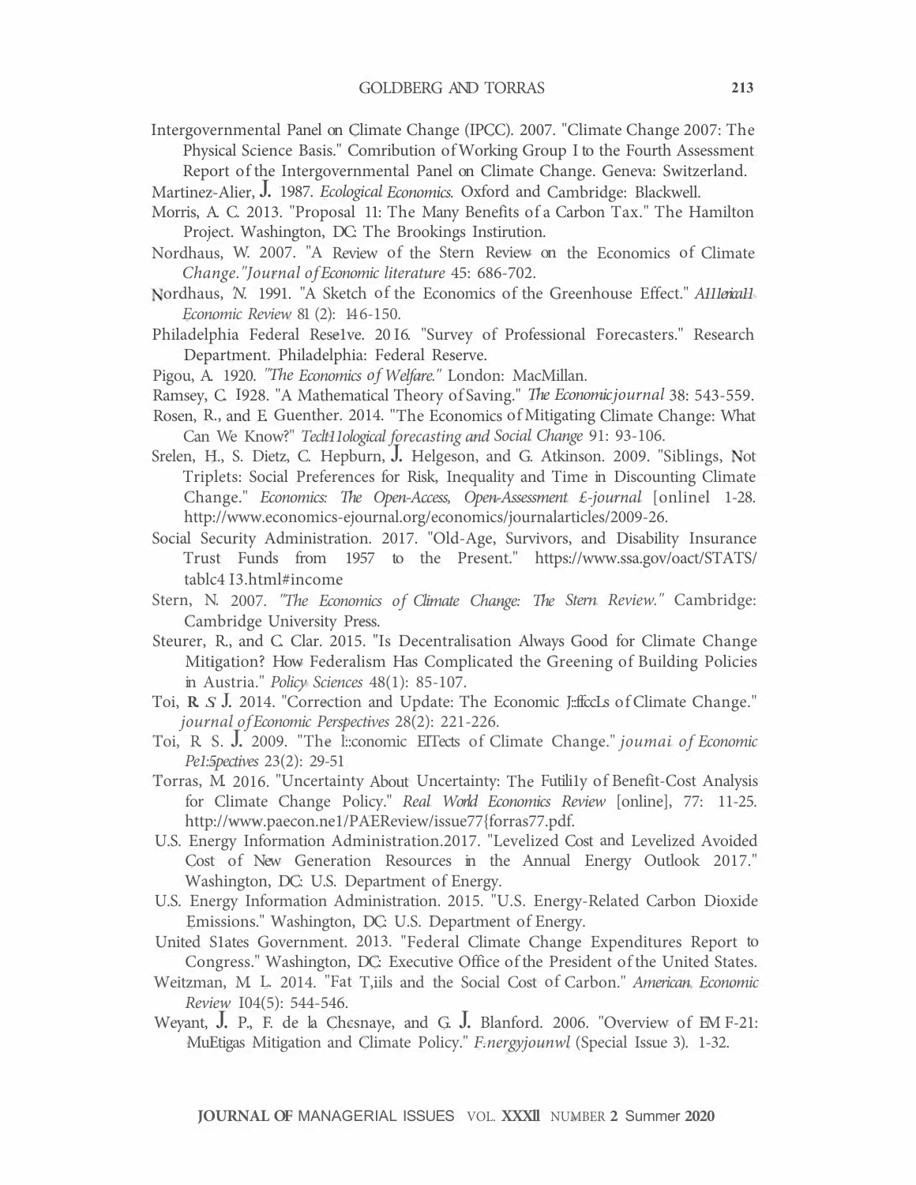Intergovernmental Panel on Climate Change (IPCC). 2007. "Climate Change 2007: The Physical Science Basis." Comribution of Working Group I to the Fourth Assessment Report of the Intergovernmental Panel on Climate Change. Geneva: Switzerland.

Martinez-Alier, J. 1987. *Ecological Economics.* Oxford and Cambridge: Blackwell.

Morris, A. C. 2013. "Proposal 11: The Many Benefits of a Carbon Tax." The Hamilton Project. Washington, DC: The Brookings Instirution.

Nordhaus, W. 2007. "A Review of the Stern Review on the Economics of Climate Change." *Journal of Economic literature* 45: 686-702.

Nordhaus, N. 1991. "A Sketch of the Economics of the Greenhouse Effect." *A111erica11 Economic Review* 81 (2): 146-150.

Philadelphia Federal Rese1ve. 2016. "Survey of Professional Forecasters." Research Department. Philadelphia: Federal Reserve.

Pigou, A. 1920. *"The Economics of Welfare."* London: MacMillan.

Ramsey, C. 1928. "A Mathematical Theory of Saving." *The Economic journal* 38: 543-559.

Rosen, R., and E. Guenther. 2014. "The Economics of Mitigating Climate Change: What Can We Know?" *Teclt11ological forecasting and Social Change* 91: 93-106.

Srelen, H., S. Dietz, C. Hepburn, J. Helgeson, and G. Atkinson. 2009. "Siblings, Not Triplets: Social Preferences for Risk, Inequality and Time in Discounting Climate Change." *Economics: The Open-Access, Open-Assessment £-journal* [onlinel 1-28. http://www.economics-ejournal.org/economics/journalarticles/2009-26.

Social Security Administration. 2017. "Old-Age, Survivors, and Disability Insurance Trust Funds from 1957 to the Present." https://www.ssa.gov/oact/STATS/tablc4 I3.html#income

Stern, N. 2007. *"The Economics of Climate Change: The Stern Review."* Cambridge: Cambridge University Press.

Steurer, R., and C. Clar. 2015. "Is Decentralisation Always Good for Climate Change Mitigation? How Federalism Has Complicated the Greening of Building Policies in Austria." *Policy Sciences* 48(1): 85-107.

Toi, R. S J. 2014. "Correction and Update: The Economic J::ffccLs of Climate Change." *journal of Economic Perspectives* 28(2): 221-226.

Toi, R. S. J. 2009. "The l::conomic EITects of Climate Change." *joumai of Economic Pe1:5pectives* 23(2): 29-51

Torras, M. 2016. "Uncertainty About Uncertainty: The Futili1y of Benefit-Cost Analysis for Climate Change Policy." *Real World Economics Review* [online], 77: 11-25. http://www.paecon.ne1/PAEReview/issue77{forras77.pdf.

U.S. Energy Information Administration.2017. "Levelized Cost and Levelized Avoided Cost of New Generation Resources in the Annual Energy Outlook 2017." Washington, DC: U.S. Department of Energy.

U.S. Energy Information Administration. 2015. "U.S. Energy-Related Carbon Dioxide Emissions." Washington, DC: U.S. Department of Energy.

United S1ates Government. 2013. "Federal Climate Change Expenditures Report to Congress." Washington, DC: Executive Office of the President of the United States.

Weitzman, M. L. 2014. "Fat T,iils and the Social Cost of Carbon." *American Economic Review* 104(5): 544-546.

Weyant, J. P., F. de la Chesnaye, and G. J. Blanford. 2006. "Overview of EM F-21: MuEtigas Mitigation and Climate Policy." *F.nergyjounwl* (Special Issue 3). 1-32.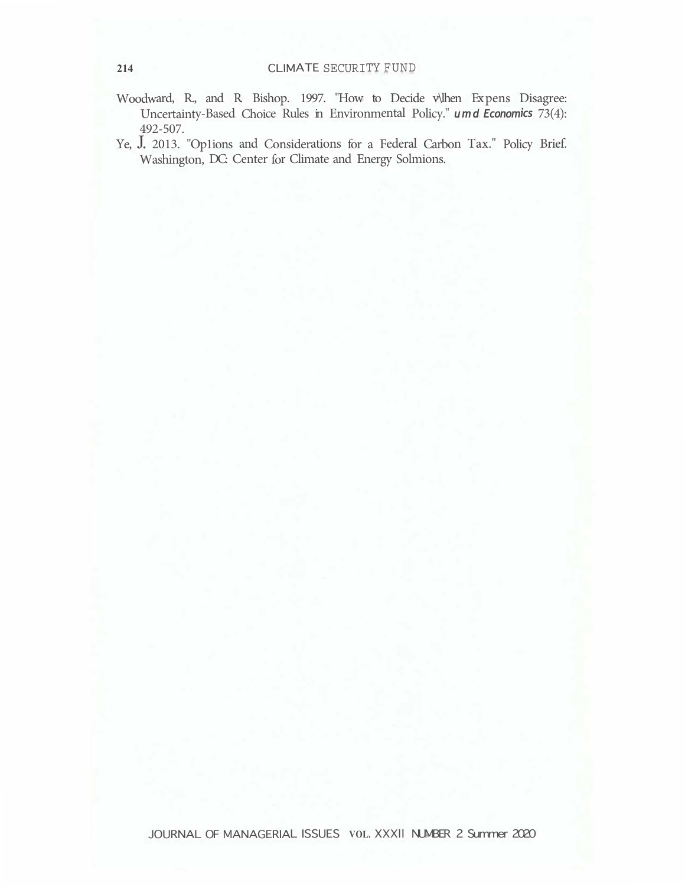Woodward, R., and R. Bishop. 1997. "How to Decide v\lhen Expens Disagree: Uncertainty-Based Choice Rules in Environmental Policy." *umd Economics* 73(4): 492-507.

Ye, J. 2013. "Op1ions and Considerations for a Federal Carbon Tax." Policy Brief. Washington, DC: Center for Climate and Energy Solmions.